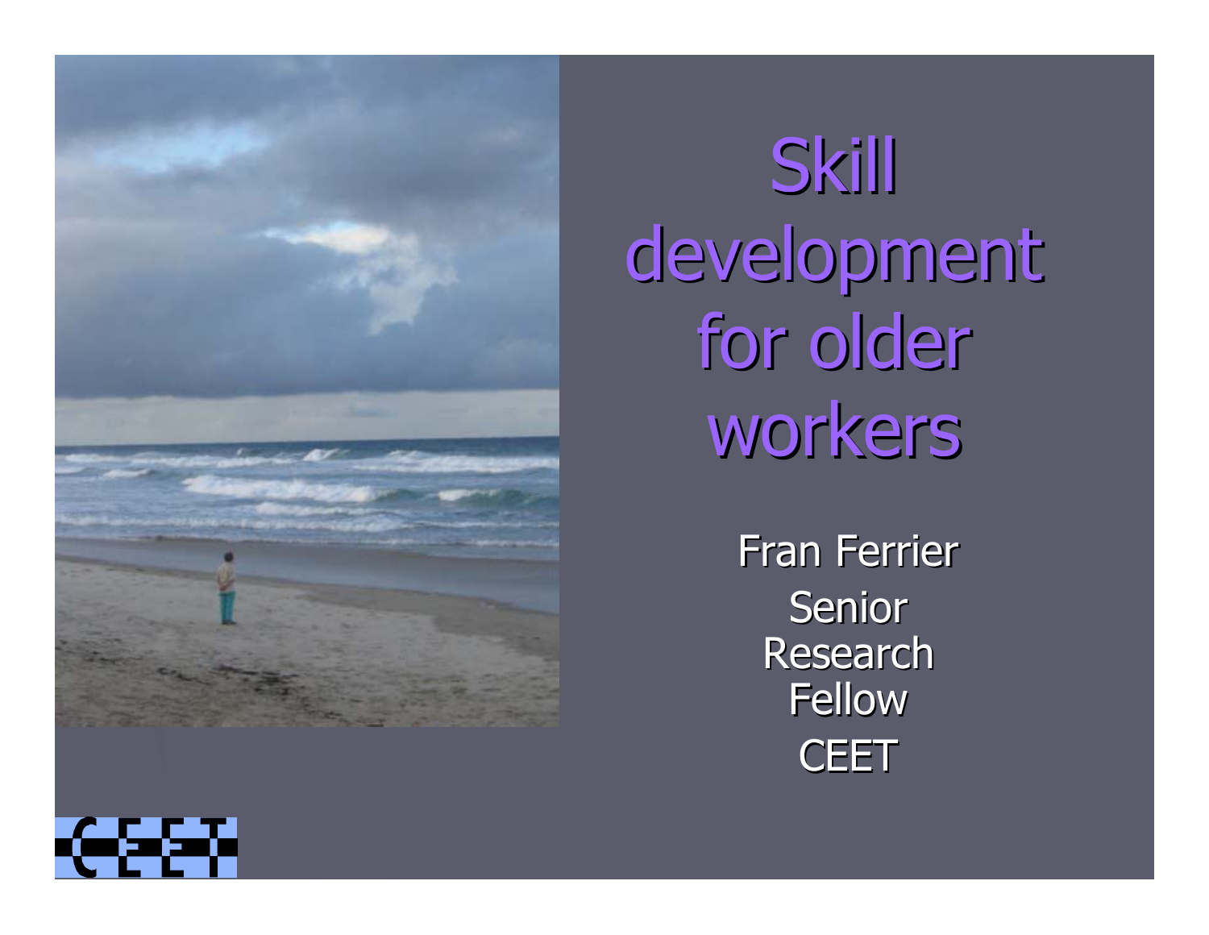# Skill development for older workers

Fran Ferrier

Senior Research Fellow

CEET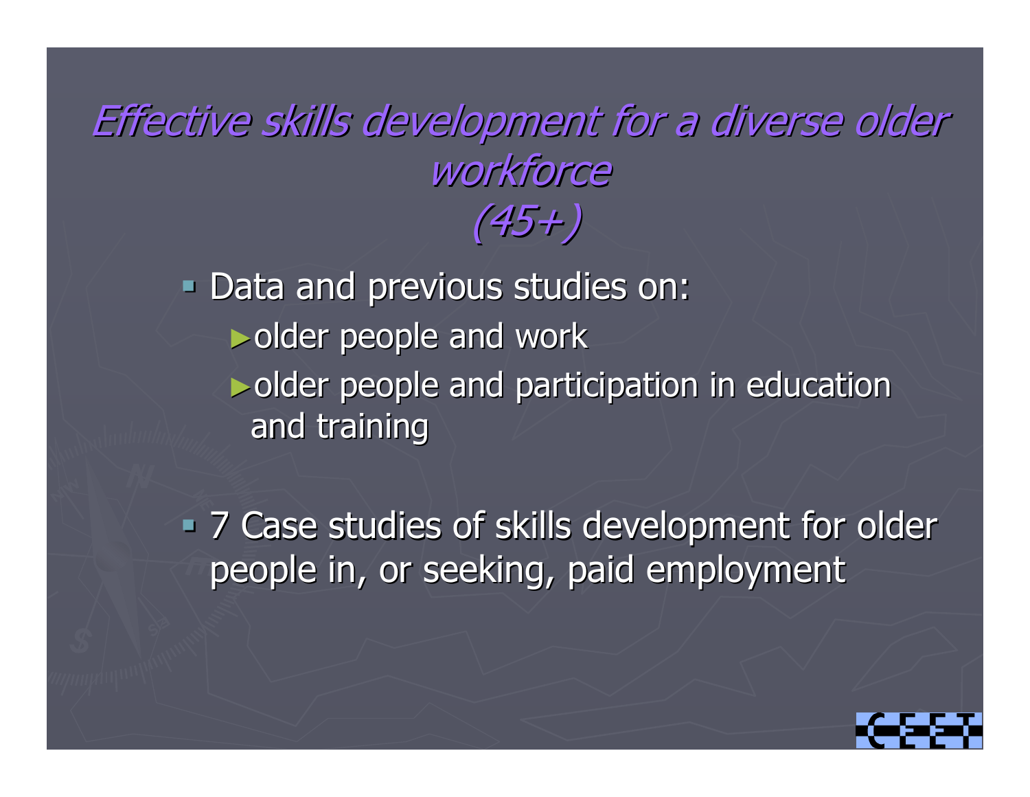# *Effective skills development for a diverse older workforce (45+)*

- Data and previous studies on:
  - older people and work
  - older people and participation in education and training

- 7 Case studies of skills development for older people in, or seeking, paid employment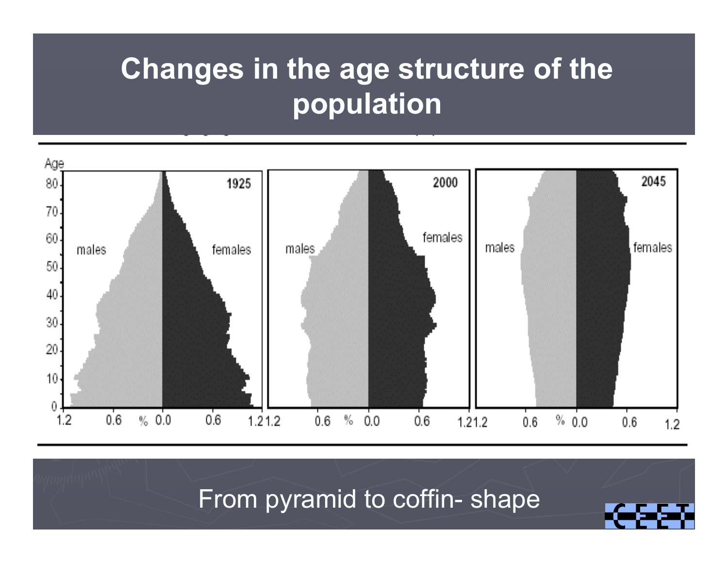# Changes in the age structure of the population

From pyramid to coffin- shape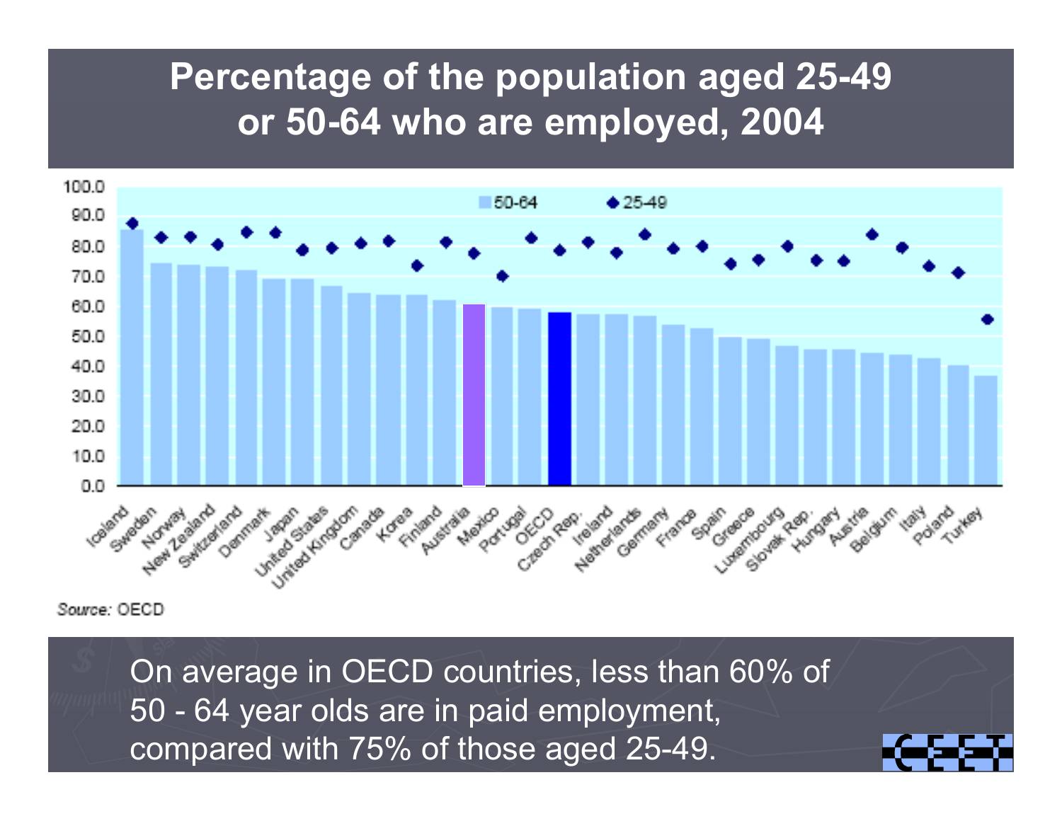# Percentage of the population aged 25-49 or 50-64 who are employed, 2004

Source: OECD

On average in OECD countries, less than 60% of 50 - 64 year olds are in paid employment, compared with 75% of those aged 25-49.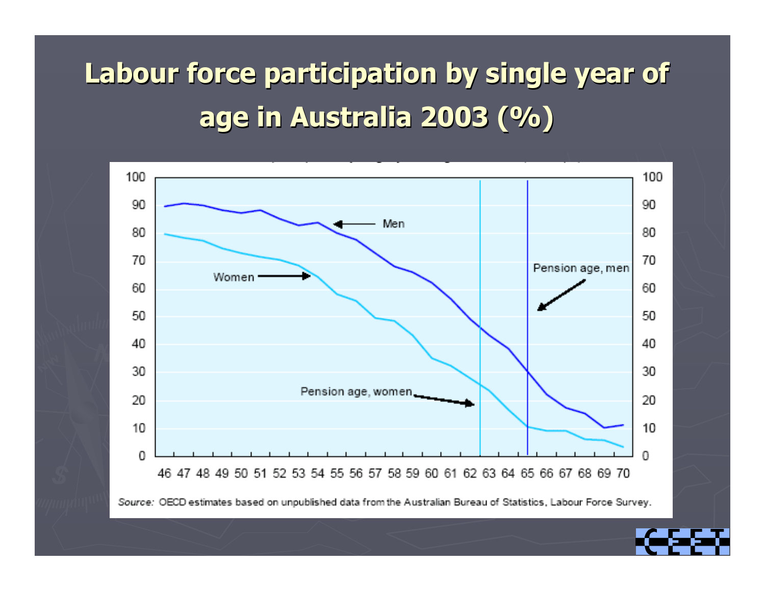# Labour force participation by single year of age in Australia 2003 (%)

*Source:* OECD estimates based on unpublished data from the Australian Bureau of Statistics, Labour Force Survey.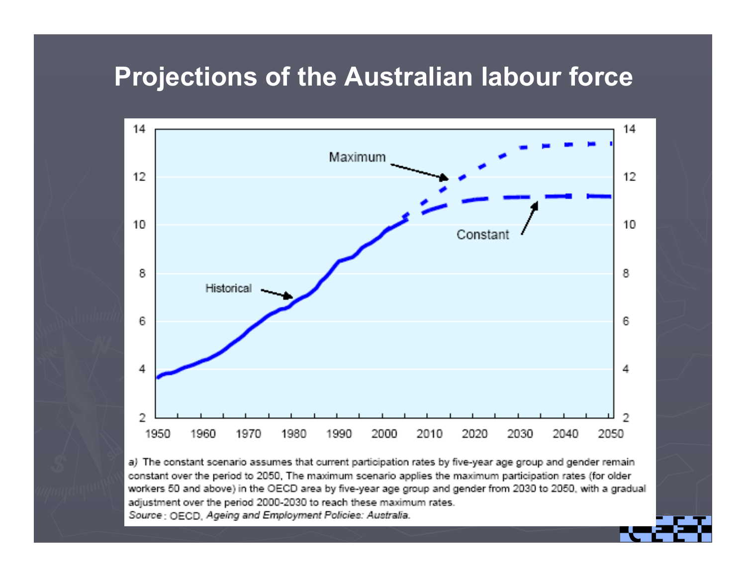# Projections of the Australian labour force

a) The constant scenario assumes that current participation rates by five-year age group and gender remain constant over the period to 2050, The maximum scenario applies the maximum participation rates (for older workers 50 and above) in the OECD area by five-year age group and gender from 2030 to 2050, with a gradual adjustment over the period 2000-2030 to reach these maximum rates.

*Source*: OECD, *Ageing and Employment Policies: Australia.*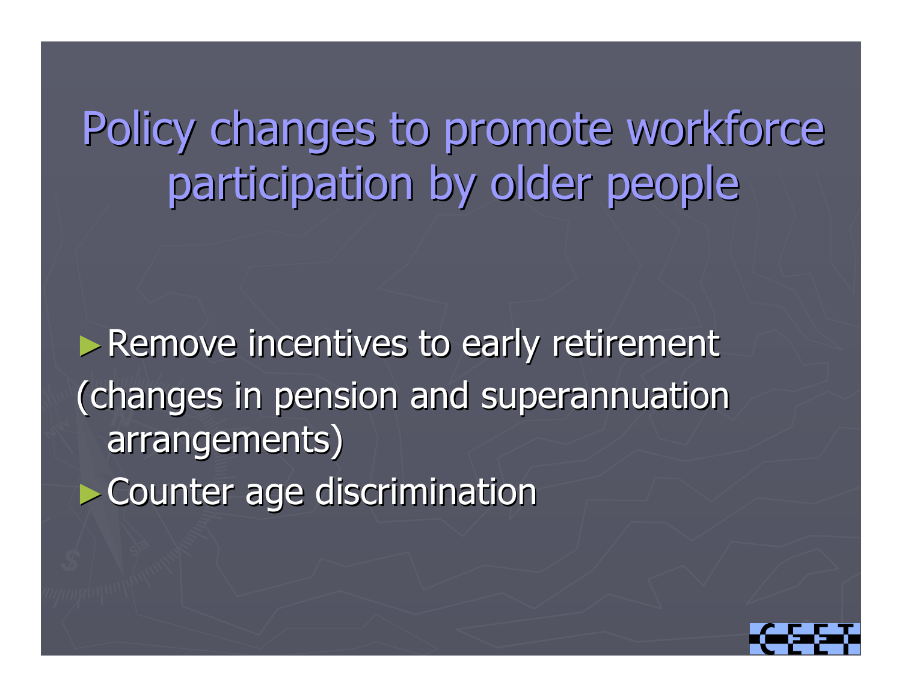# Policy changes to promote workforce participation by older people

- Remove incentives to early retirement (changes in pension and superannuation arrangements)
- Counter age discrimination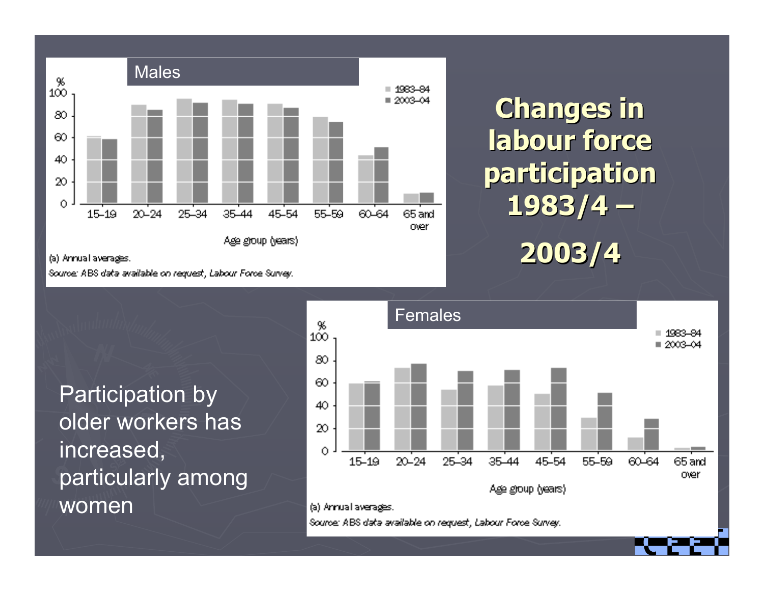# Changes in labour force participation 1983/4 – 2003/4

**Males**

%

| Age group (years) | 1983–84 | 2003–04 |
|---|---|---|
| 15–19 | | |
| 20–24 | | |
| 25–34 | | |
| 35–44 | | |
| 45–54 | | |
| 55–59 | | |
| 60–64 | | |
| 65 and over | | |

(a) Annual averages.

*Source: ABS data available on request, Labour Force Survey.*

**Females**

%

| Age group (years) | 1983–84 | 2003–04 |
|---|---|---|
| 15–19 | | |
| 20–24 | | |
| 25–34 | | |
| 35–44 | | |
| 45–54 | | |
| 55–59 | | |
| 60–64 | | |
| 65 and over | | |

(a) Annual averages.

*Source: ABS data available on request, Labour Force Survey.*

Participation by older workers has increased, particularly among women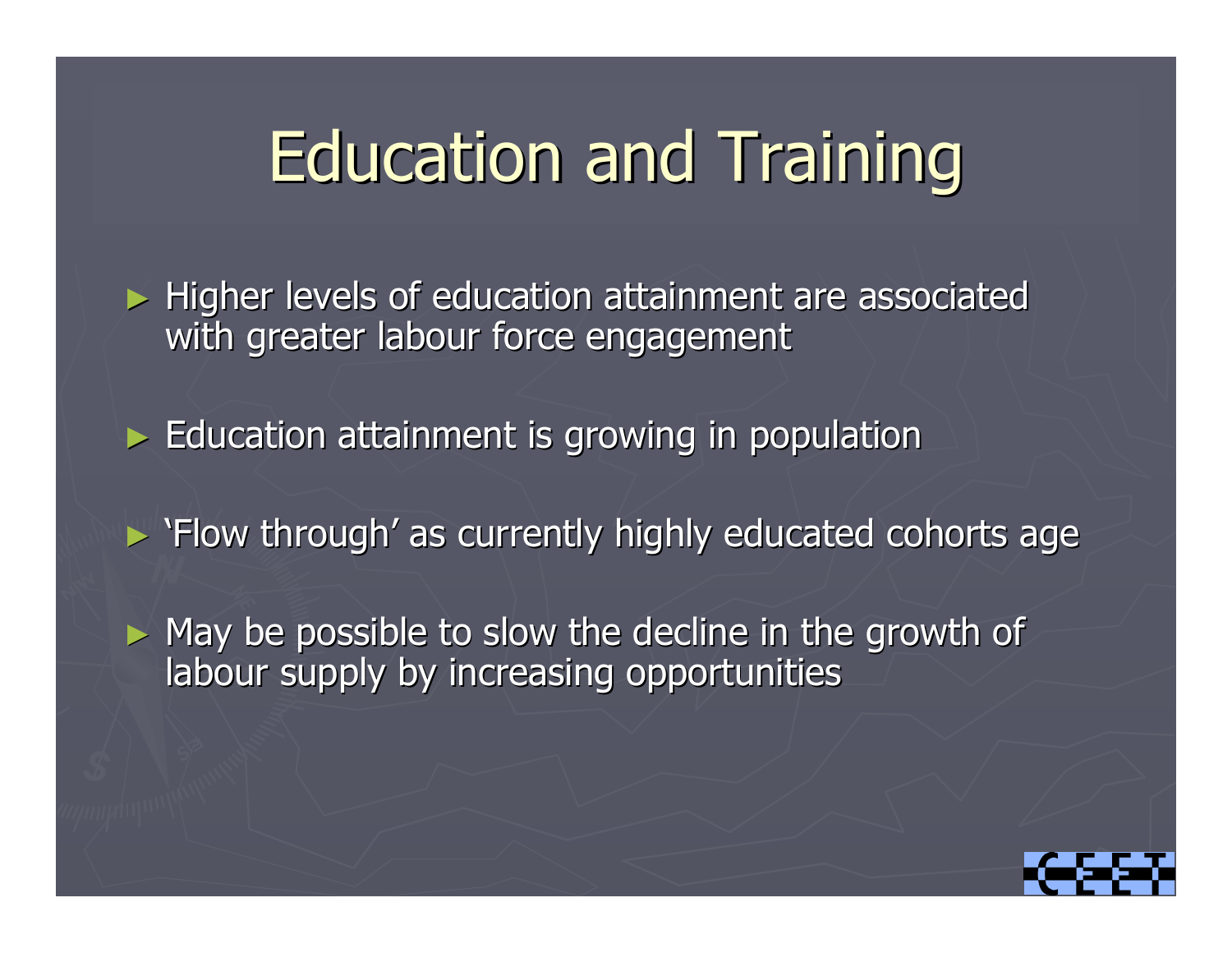# Education and Training

- Higher levels of education attainment are associated with greater labour force engagement
- Education attainment is growing in population
- 'Flow through' as currently highly educated cohorts age
- May be possible to slow the decline in the growth of labour supply by increasing opportunities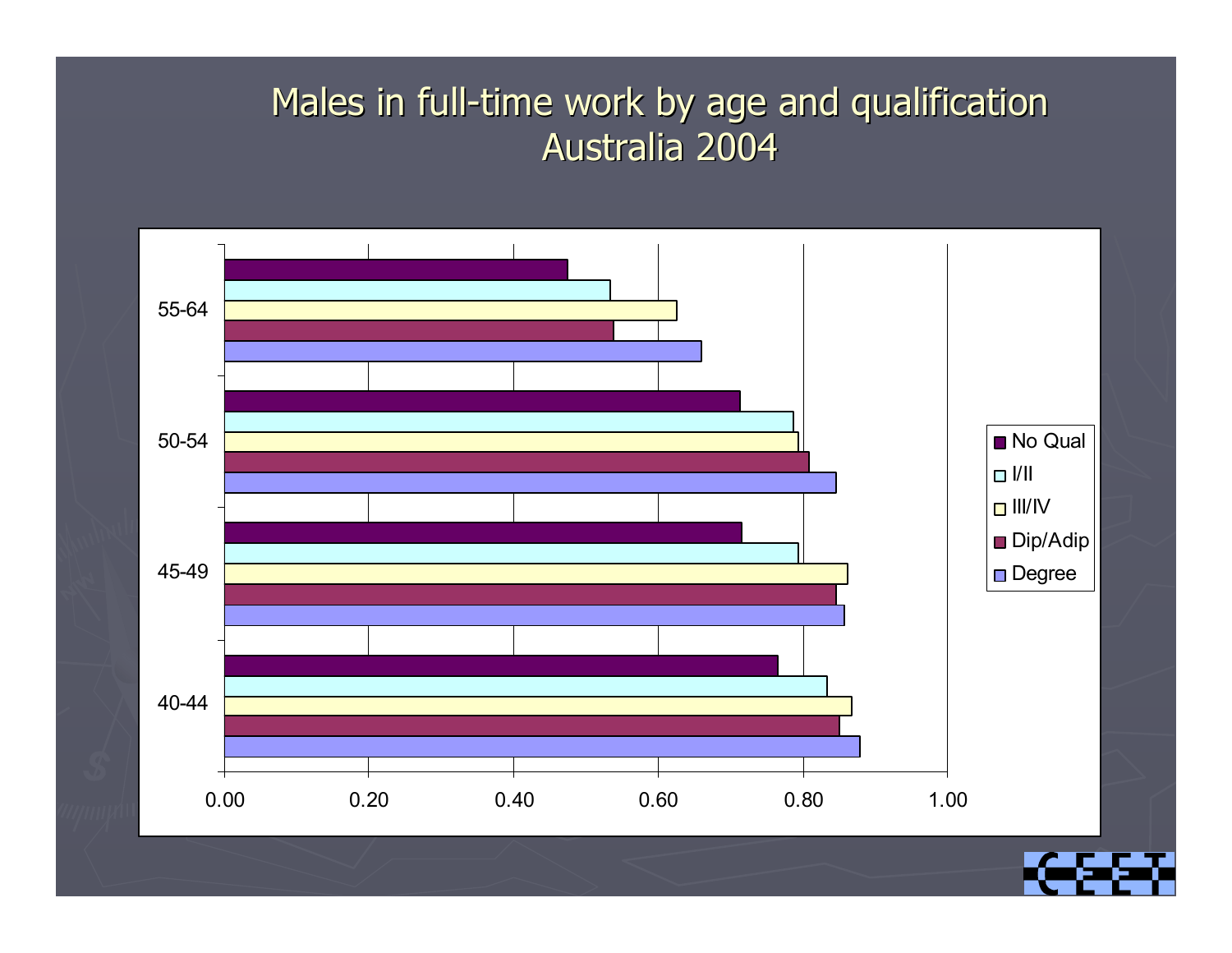# Males in full-time work by age and qualification Australia 2004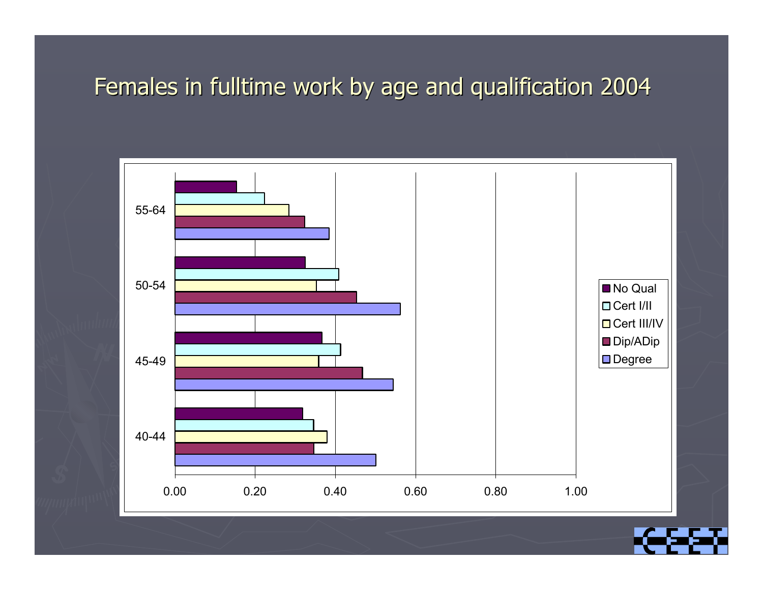# Females in fulltime work by age and qualification 2004

| | No Qual | Cert I/II | Cert III/IV | Dip/ADip | Degree |
|---|---|---|---|---|---|
| 55-64 | 0.15 | 0.22 | 0.28 | 0.32 | 0.38 |
| 50-54 | 0.32 | 0.41 | 0.35 | 0.45 | 0.56 |
| 45-49 | 0.37 | 0.41 | 0.36 | 0.47 | 0.54 |
| 40-44 | 0.32 | 0.34 | 0.38 | 0.35 | 0.50 |

0.00 0.20 0.40 0.60 0.80 1.00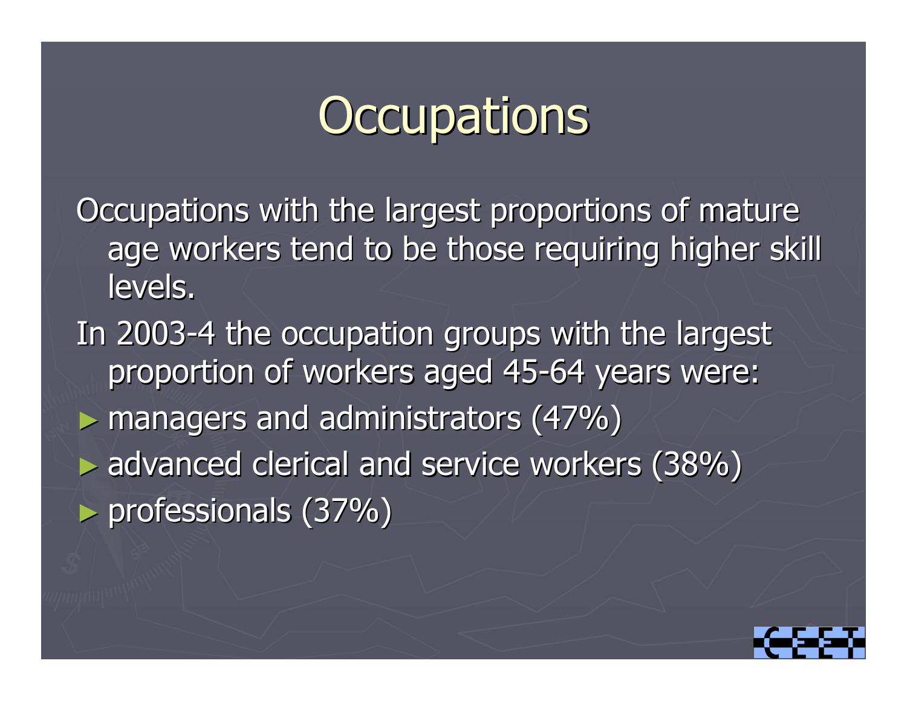# Occupations

Occupations with the largest proportions of mature age workers tend to be those requiring higher skill levels.

In 2003-4 the occupation groups with the largest proportion of workers aged 45-64 years were:

- managers and administrators (47%)
- advanced clerical and service workers (38%)
- professionals (37%)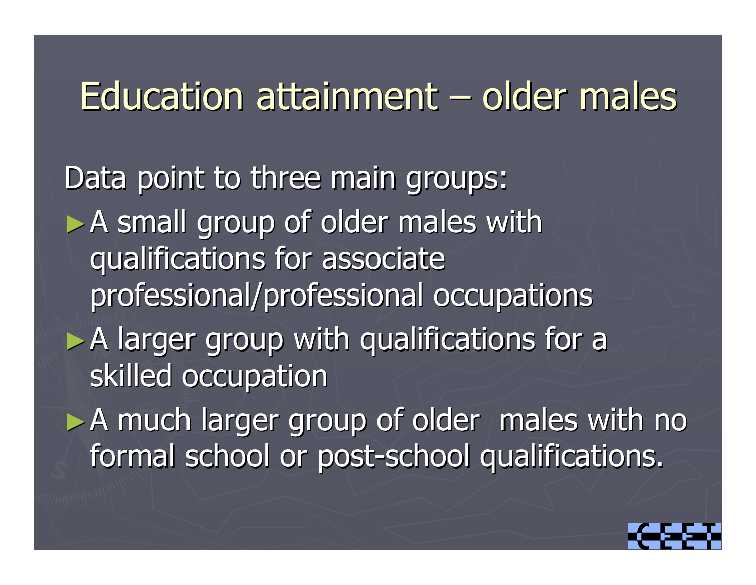# Education attainment – older males

Data point to three main groups:

- A small group of older males with qualifications for associate professional/professional occupations
- A larger group with qualifications for a skilled occupation
- A much larger group of older males with no formal school or post-school qualifications.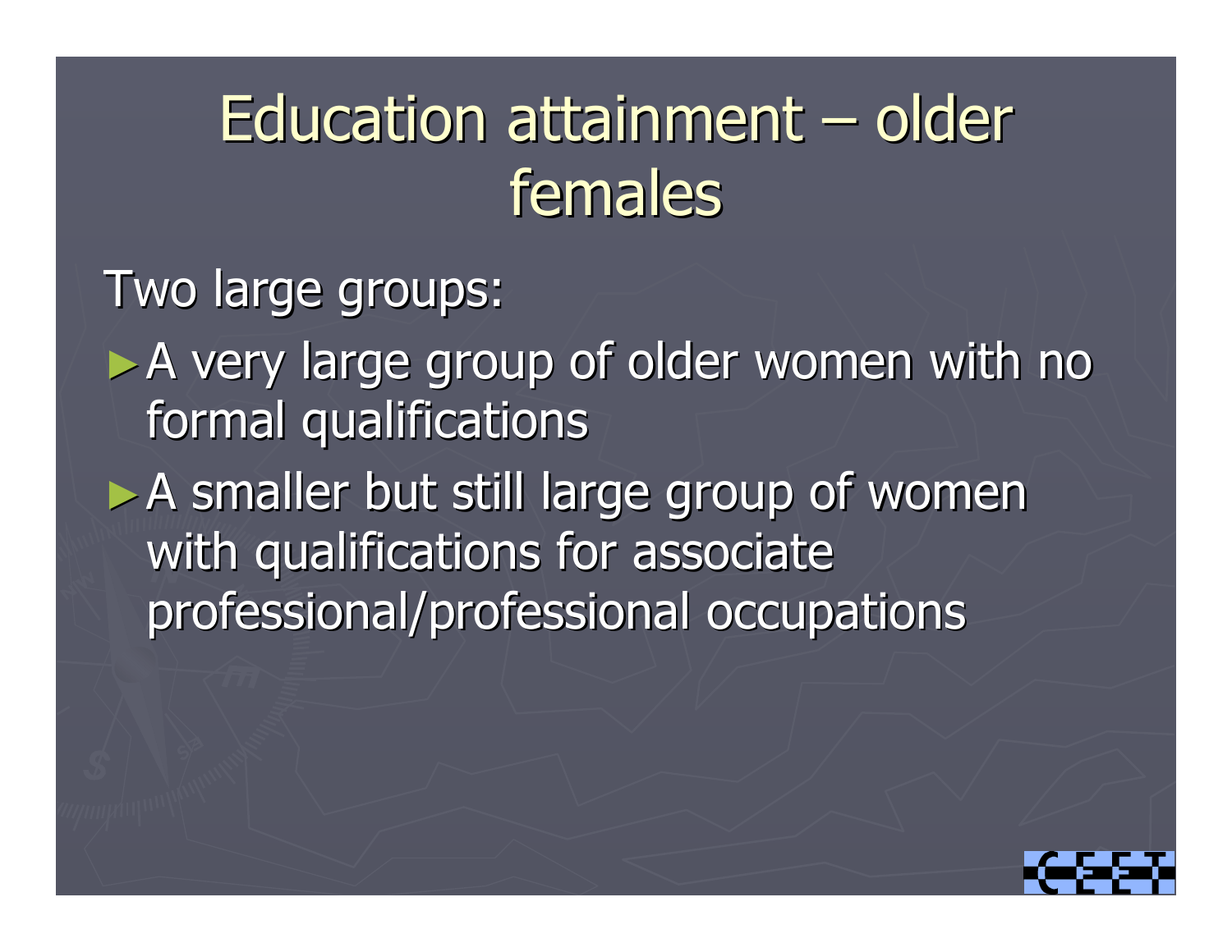# Education attainment – older females

Two large groups:

- A very large group of older women with no formal qualifications
- A smaller but still large group of women with qualifications for associate professional/professional occupations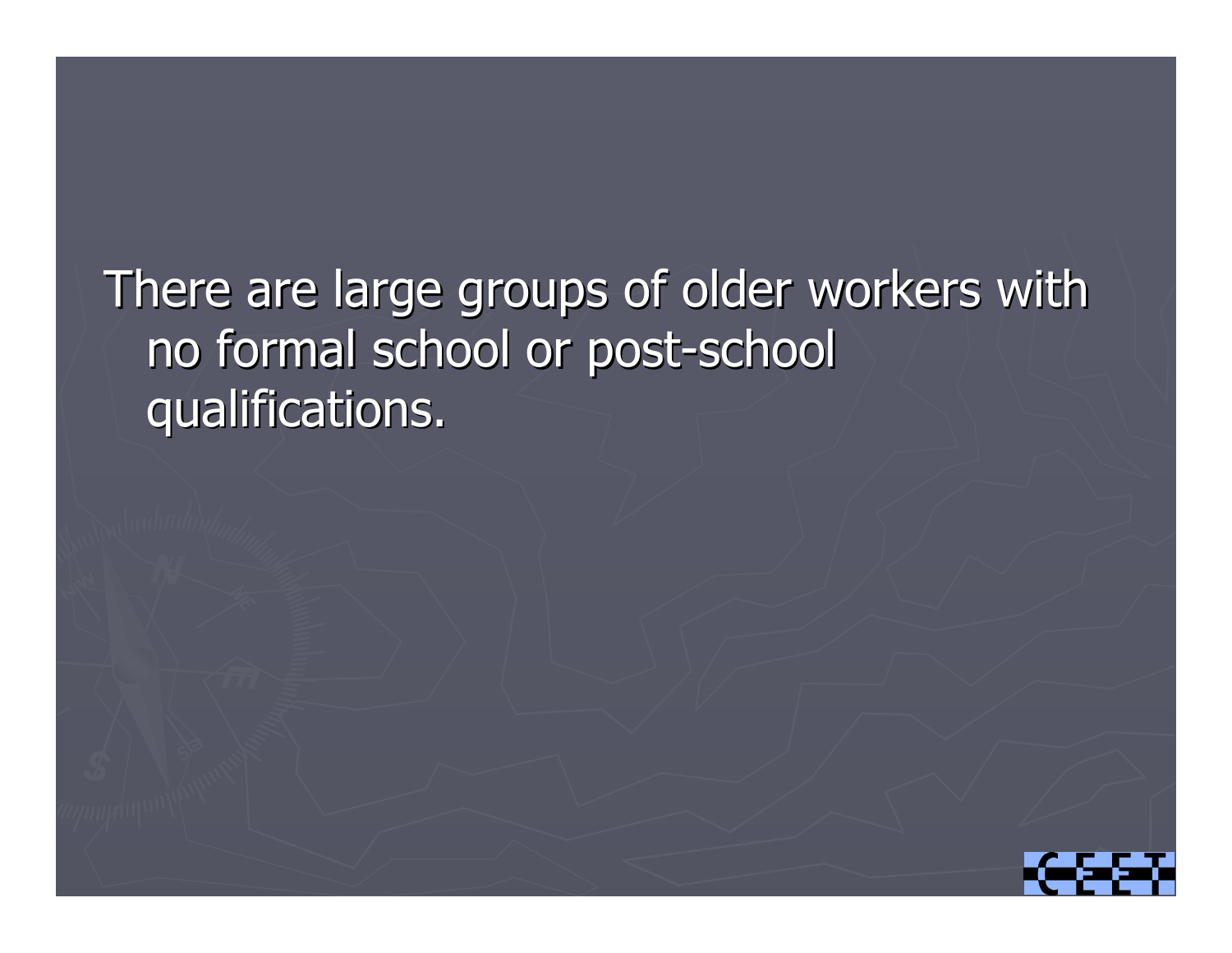There are large groups of older workers with no formal school or post-school qualifications.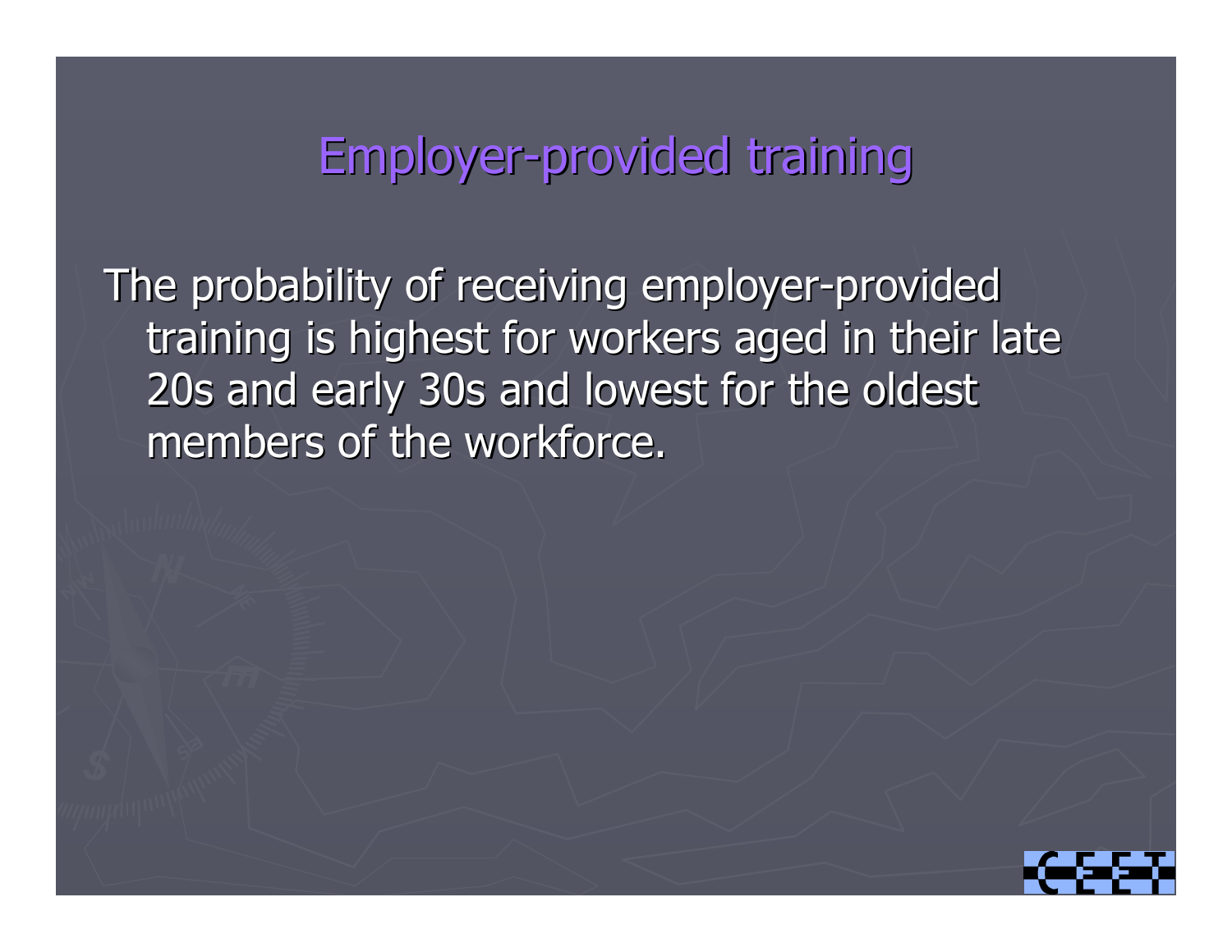# Employer-provided training

The probability of receiving employer-provided training is highest for workers aged in their late 20s and early 30s and lowest for the oldest members of the workforce.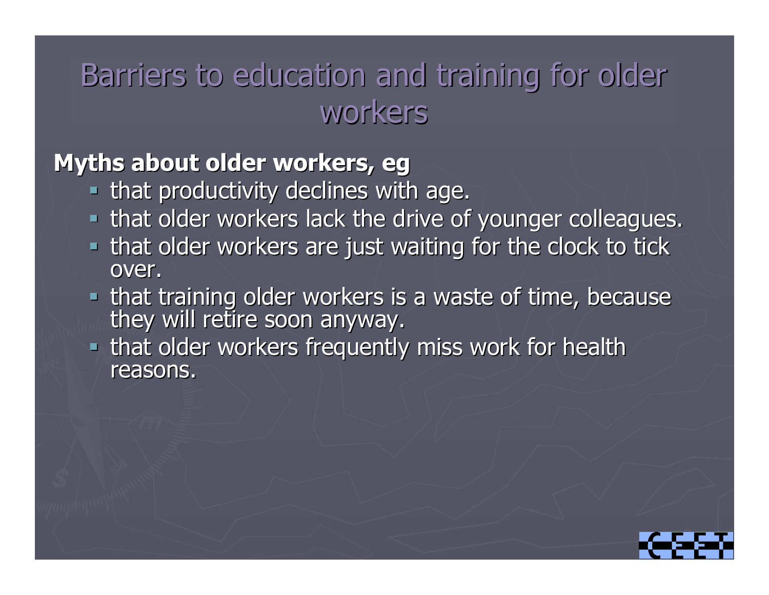# Barriers to education and training for older workers

**Myths about older workers, eg**

- that productivity declines with age.
- that older workers lack the drive of younger colleagues.
- that older workers are just waiting for the clock to tick over.
- that training older workers is a waste of time, because they will retire soon anyway.
- that older workers frequently miss work for health reasons.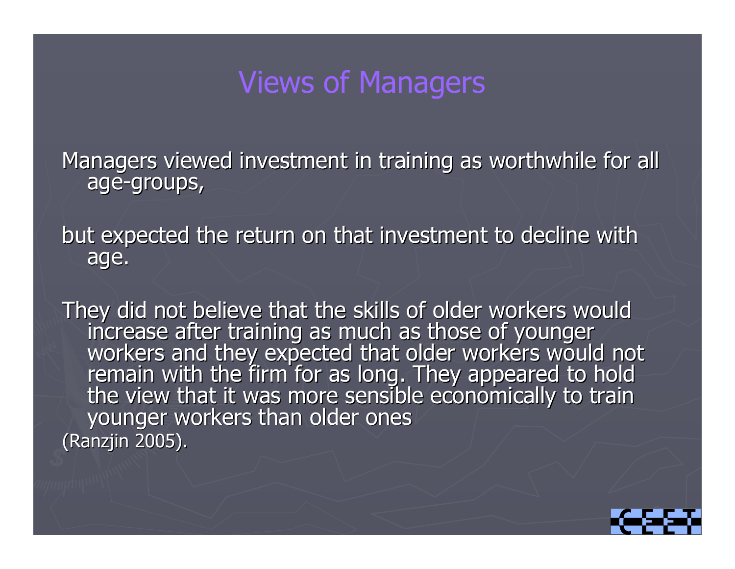# Views of Managers

Managers viewed investment in training as worthwhile for all age-groups,

but expected the return on that investment to decline with age.

They did not believe that the skills of older workers would increase after training as much as those of younger workers and they expected that older workers would not remain with the firm for as long. They appeared to hold the view that it was more sensible economically to train younger workers than older ones (Ranzjin 2005).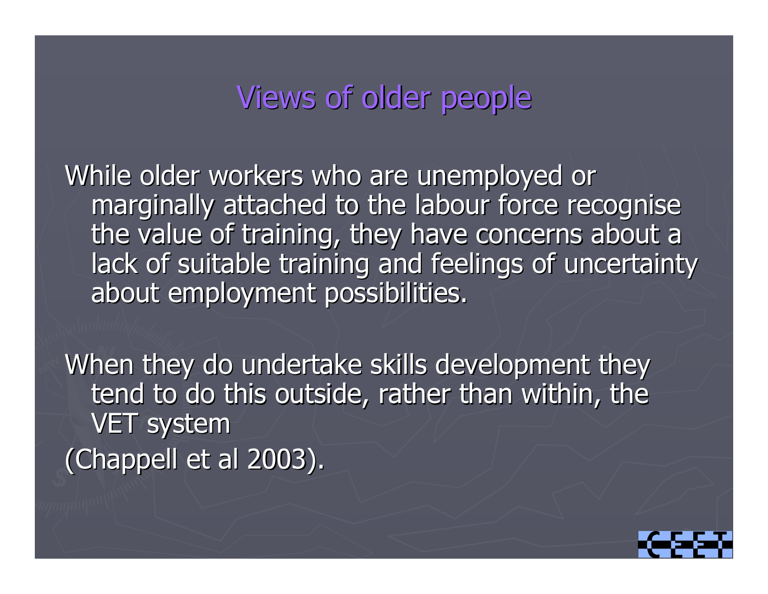# Views of older people

While older workers who are unemployed or marginally attached to the labour force recognise the value of training, they have concerns about a lack of suitable training and feelings of uncertainty about employment possibilities.

When they do undertake skills development they tend to do this outside, rather than within, the VET system

(Chappell et al 2003).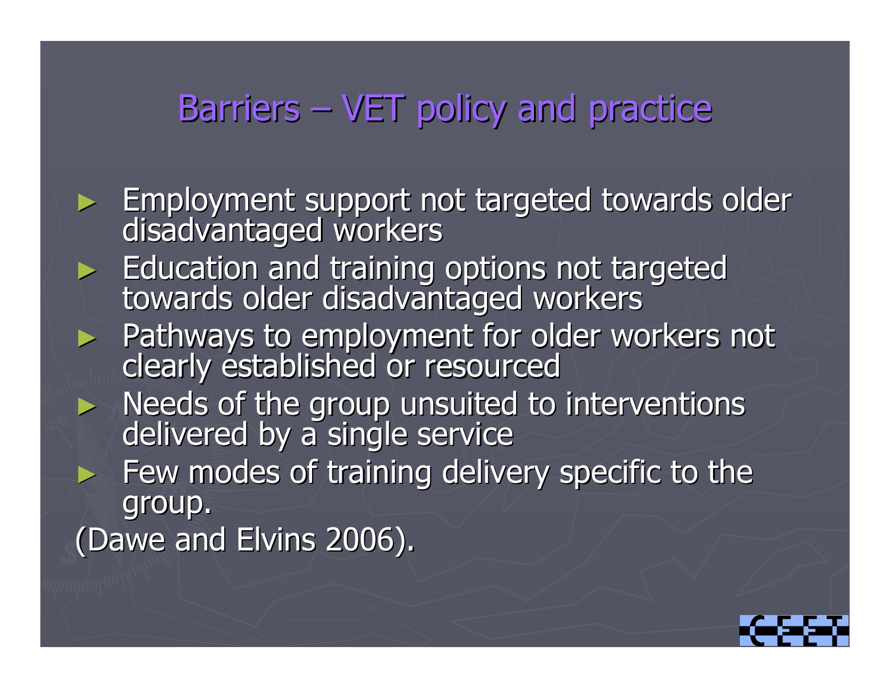# Barriers – VET policy and practice

- Employment support not targeted towards older disadvantaged workers
- Education and training options not targeted towards older disadvantaged workers
- Pathways to employment for older workers not clearly established or resourced
- Needs of the group unsuited to interventions delivered by a single service
- Few modes of training delivery specific to the group.

(Dawe and Elvins 2006).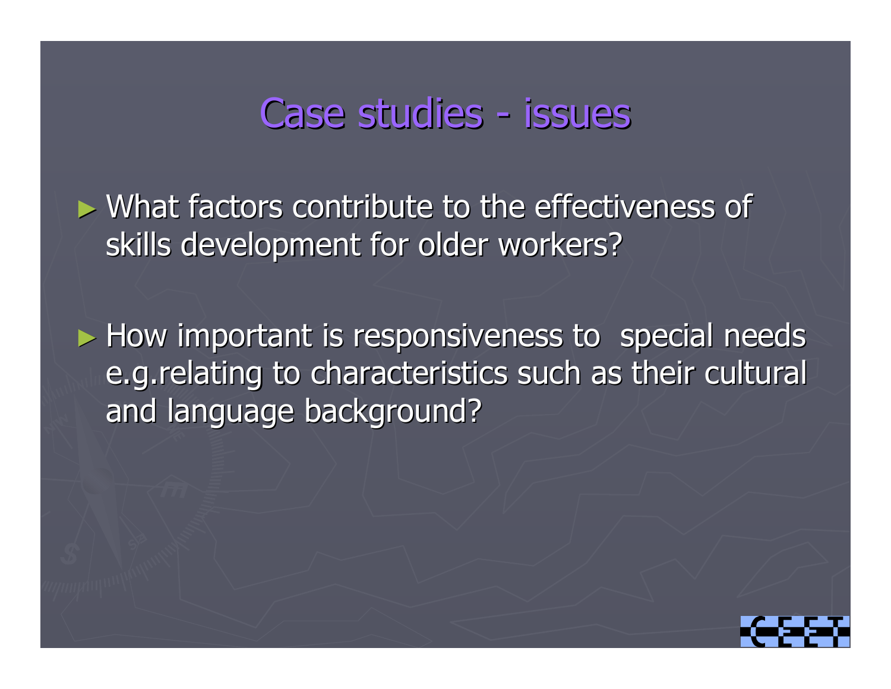# Case studies - issues

- What factors contribute to the effectiveness of skills development for older workers?

- How important is responsiveness to special needs e.g.relating to characteristics such as their cultural and language background?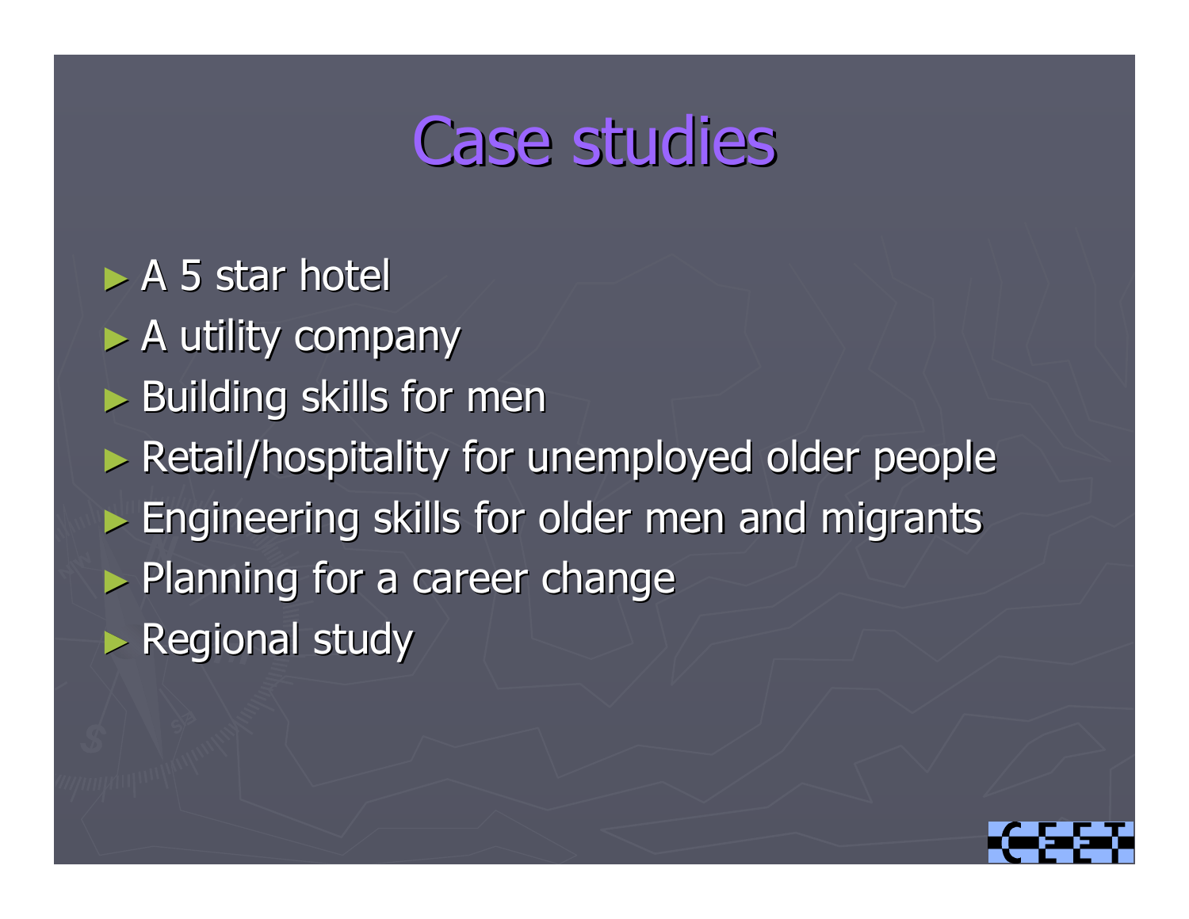# Case studies

- A 5 star hotel
- A utility company
- Building skills for men
- Retail/hospitality for unemployed older people
- Engineering skills for older men and migrants
- Planning for a career change
- Regional study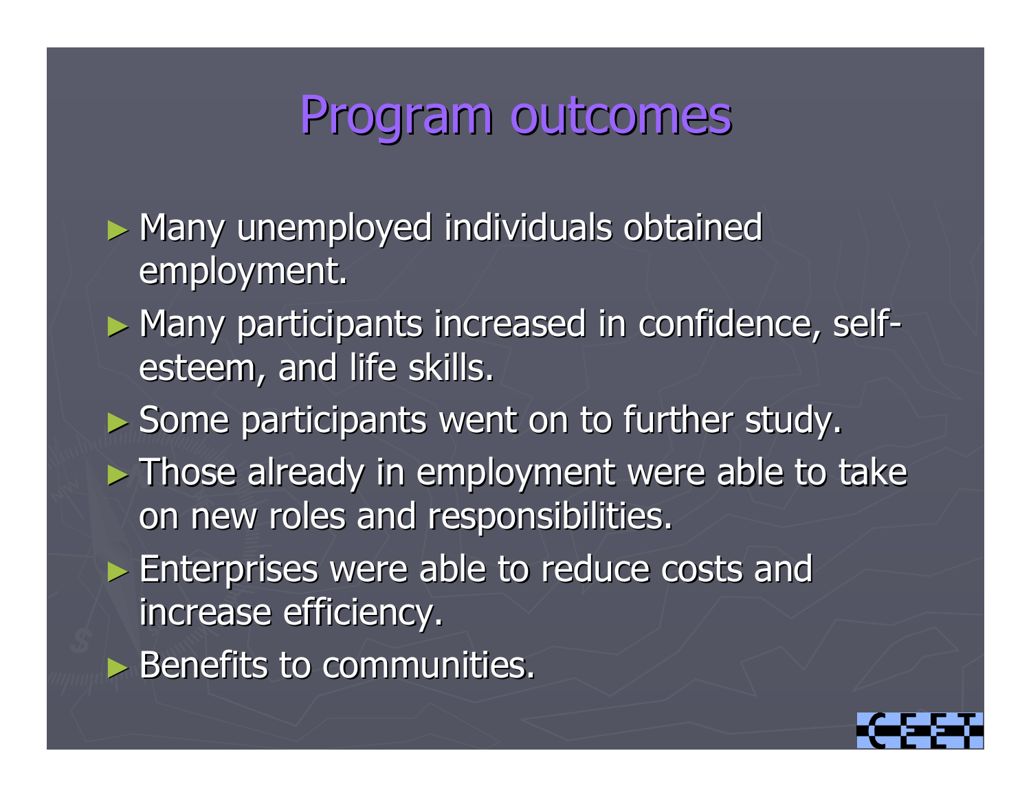# Program outcomes

- Many unemployed individuals obtained employment.
- Many participants increased in confidence, self-esteem, and life skills.
- Some participants went on to further study.
- Those already in employment were able to take on new roles and responsibilities.
- Enterprises were able to reduce costs and increase efficiency.
- Benefits to communities.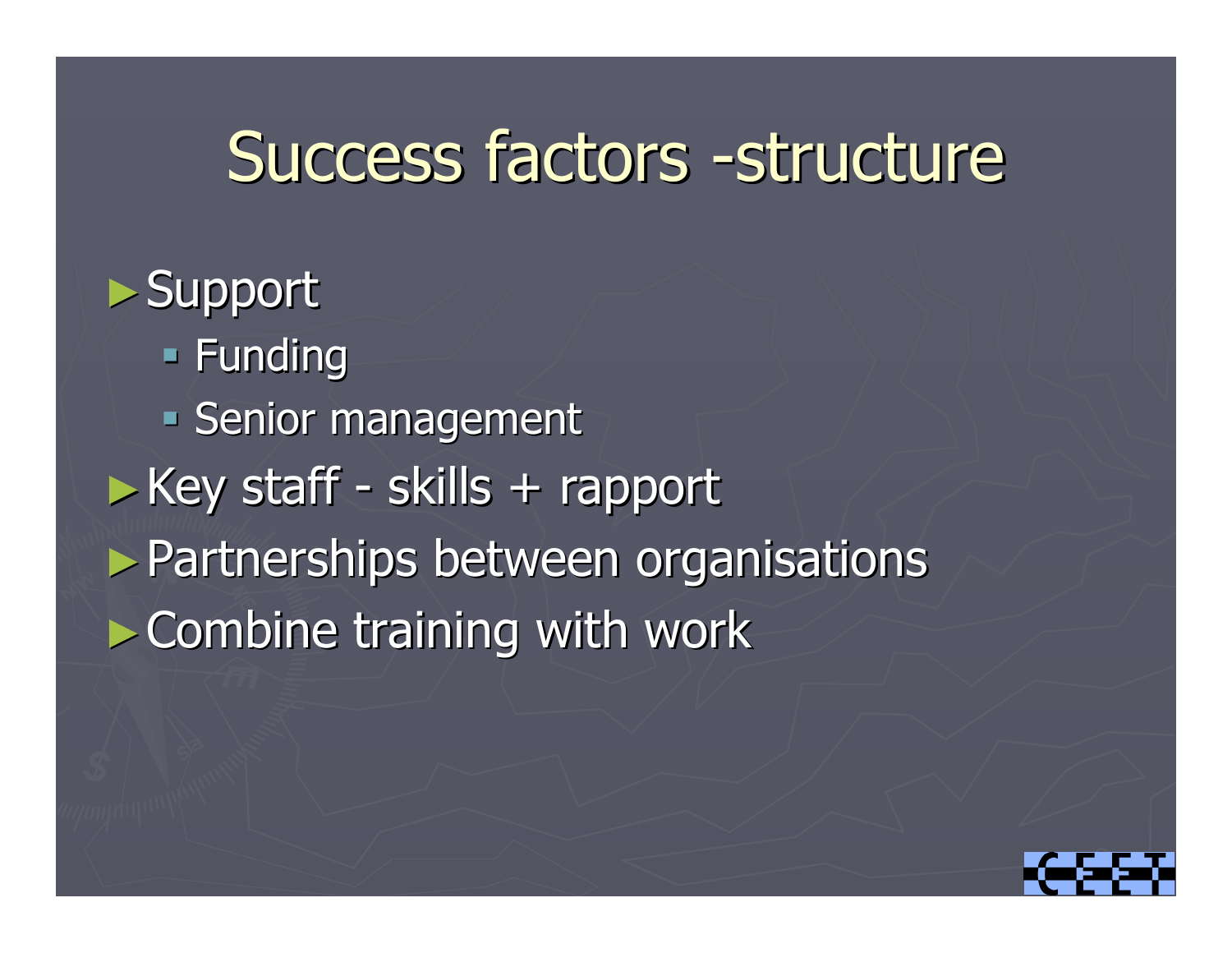# Success factors -structure

- Support
  - Funding
  - Senior management
- Key staff - skills + rapport
- Partnerships between organisations
- Combine training with work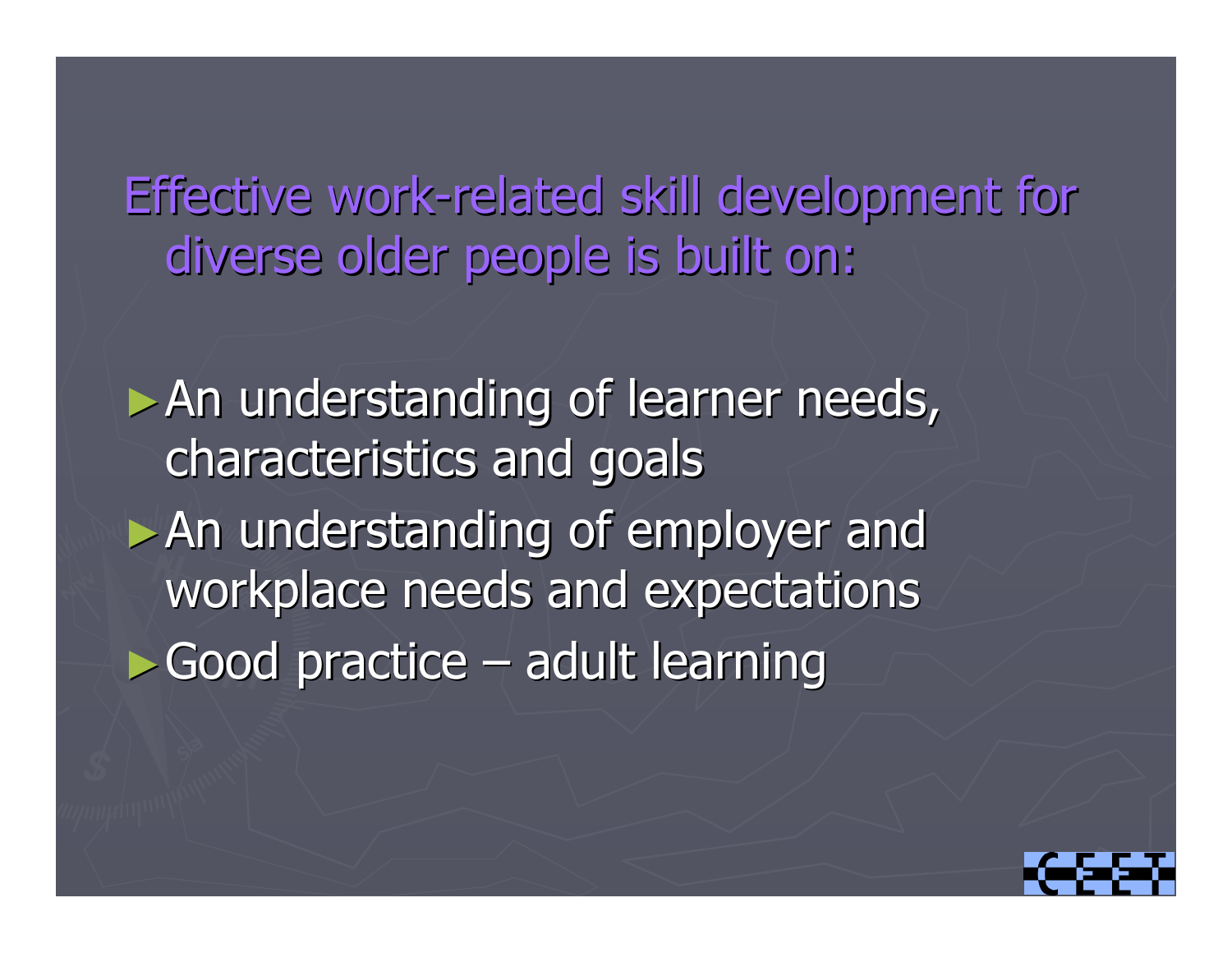## Effective work-related skill development for diverse older people is built on:

- An understanding of learner needs, characteristics and goals
- An understanding of employer and workplace needs and expectations
- Good practice – adult learning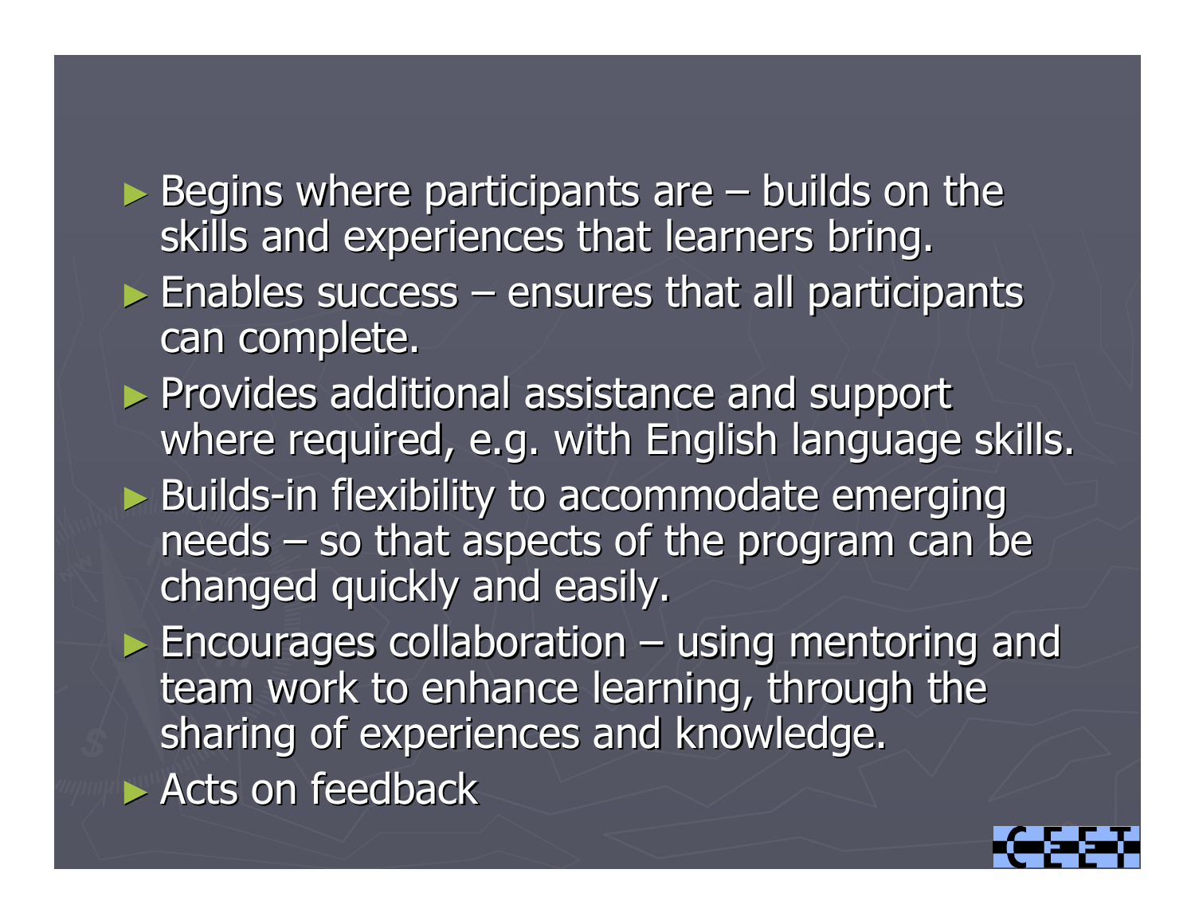- Begins where participants are – builds on the skills and experiences that learners bring.
- Enables success – ensures that all participants can complete.
- Provides additional assistance and support where required, e.g. with English language skills.
- Builds-in flexibility to accommodate emerging needs – so that aspects of the program can be changed quickly and easily.
- Encourages collaboration – using mentoring and team work to enhance learning, through the sharing of experiences and knowledge.
- Acts on feedback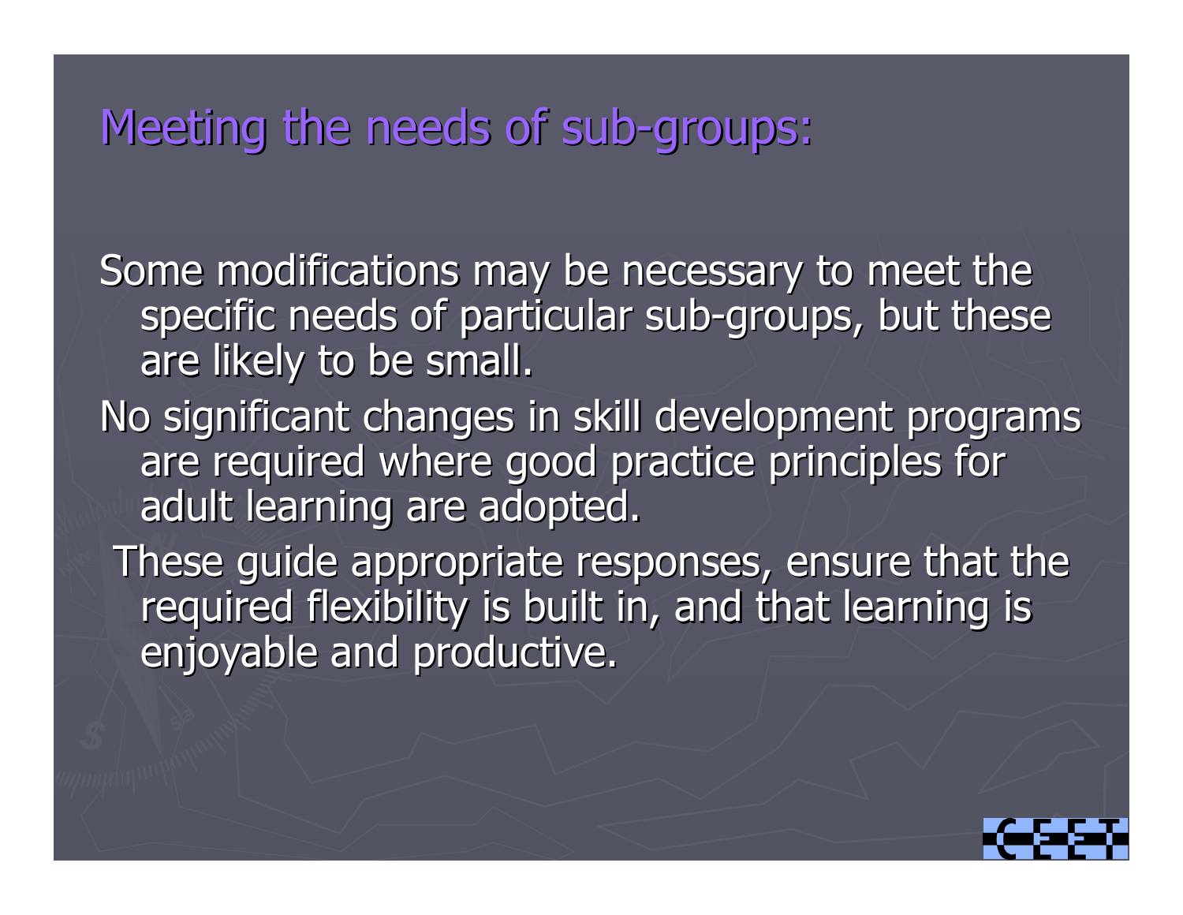# Meeting the needs of sub-groups:

Some modifications may be necessary to meet the specific needs of particular sub-groups, but these are likely to be small.

No significant changes in skill development programs are required where good practice principles for adult learning are adopted.

These guide appropriate responses, ensure that the required flexibility is built in, and that learning is enjoyable and productive.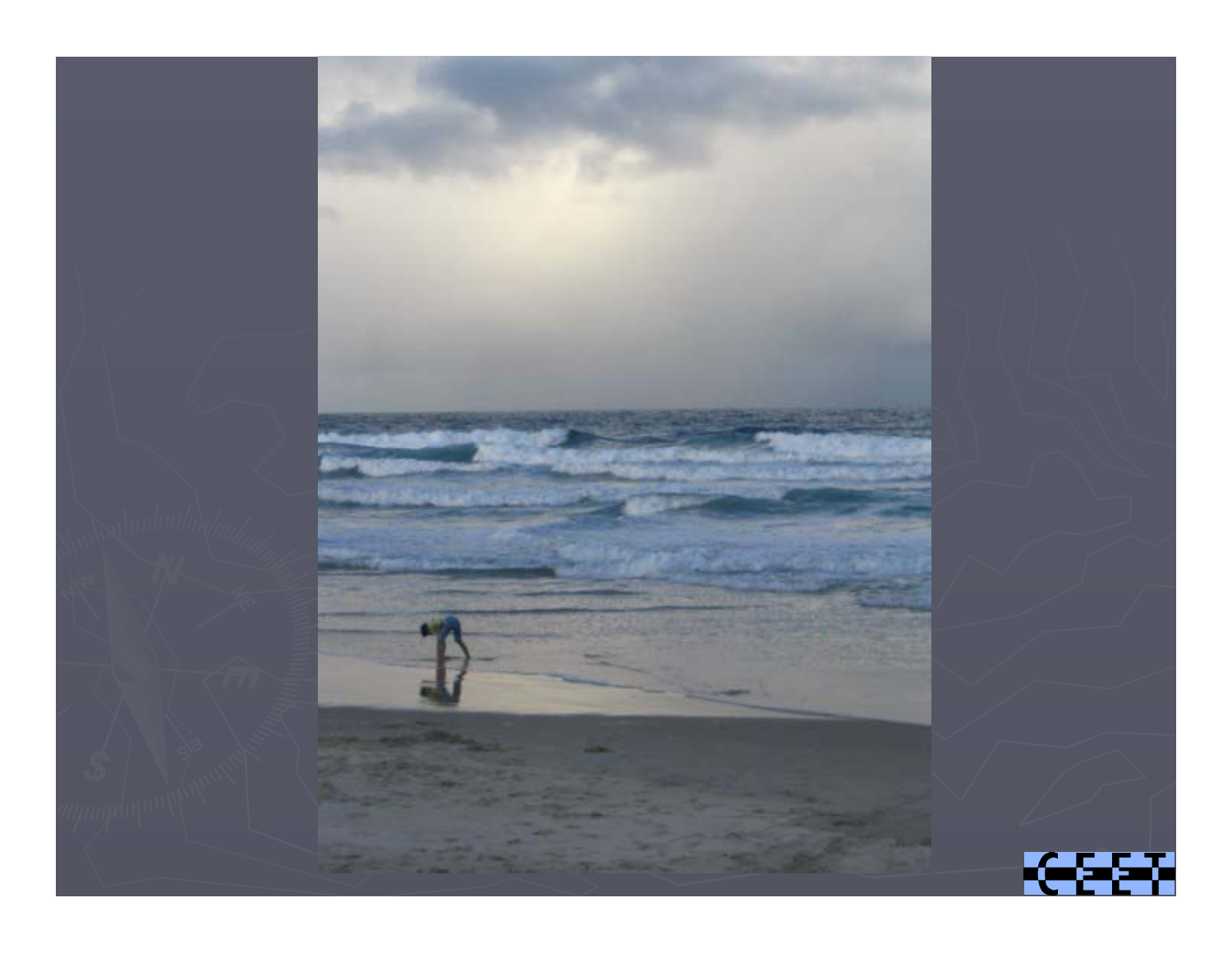CEET